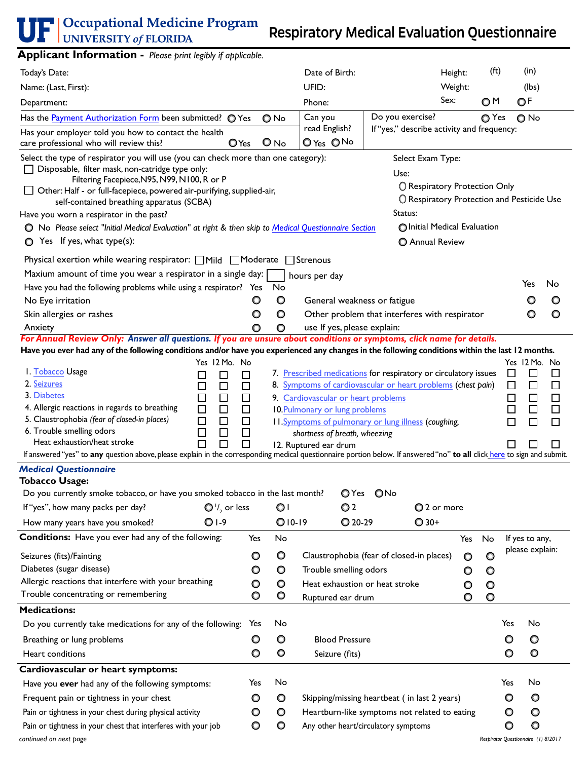# UF Occupational Medicine Program — UNIVERSITY of FLORIDA

# Respiratory Medical Evaluation Questionnaire

## Applicant Information - *Please print legibly if applicable.*

Today's Date: | Date of Birth: | Height: (ft) (in)

Name: (Last, First): | UFID: | Weight: (lbs)

Department: | Phone: | Sex: ○ M ○ F

Has the Payment Authorization Form been submitted? ○ Yes ○ No

Has your employer told you how to contact the health care professional who will review this? ○ Yes ○ No

Can you read English? ○ Yes ○ No

Do you exercise? ○ Yes ○ No
If "yes," describe activity and frequency:

Select the type of respirator you will use (you can check more than one category):

- ☐ Disposable, filter mask, non-catridge type only: Filtering Facepiece, N95, N99, N100, R or P
- ☐ Other: Half - or full-facepiece, powered air-purifying, supplied-air, self-contained breathing apparatus (SCBA)

Have you worn a respirator in the past?

- ○ No *Please select "Initial Medical Evaluation" at right & then skip to Medical Questionnaire Section*
- ○ Yes If yes, what type(s):

Select Exam Type:

Use:
- ○ Respiratory Protection Only
- ○ Respiratory Protection and Pesticide Use

Status:
- ○ Initial Medical Evaluation
- ○ Annual Review

Physical exertion while wearing respirator: ☐ Mild ☐ Moderate ☐ Strenous

Maxium amount of time you wear a respirator in a single day: ☐ hours per day

Have you had the following problems while using a respirator?

| | Yes | No | | Yes | No |
|---|---|---|---|---|---|
| No Eye irritation | ○ | ○ | General weakness or fatigue | ○ | ○ |
| Skin allergies or rashes | ○ | ○ | Other problem that interferes with respirator | ○ | ○ |
| Anxiety | ○ | ○ | use If yes, please explain: | | |

***For Annual Review Only: Answer all questions. If you are unsure about conditions or symptoms, click name for details.***

**Have you ever had any of the following conditions and/or have you experienced any changes in the following conditions within the last 12 months.**

| | Yes | 12 Mo. | No | | Yes | 12 Mo. | No |
|---|---|---|---|---|---|---|---|
| 1. Tobacco Usage | ☐ | ☐ | ☐ | 7. Prescribed medications for respiratory or circulatory issues | ☐ | ☐ | ☐ |
| 2. Seizures | ☐ | ☐ | ☐ | 8. Symptoms of cardiovascular or heart problems (*chest pain*) | ☐ | ☐ | ☐ |
| 3. Diabetes | ☐ | ☐ | ☐ | 9. Cardiovascular or heart problems | ☐ | ☐ | ☐ |
| 4. Allergic reactions in regards to breathing | ☐ | ☐ | ☐ | 10. Pulmonary or lung problems | ☐ | ☐ | ☐ |
| 5. Claustrophobia (*fear of closed-in places*) | ☐ | ☐ | ☐ | 11. Symptoms of pulmonary or lung illness (*coughing, shortness of breath, wheezing*) | ☐ | ☐ | ☐ |
| 6. Trouble smelling odors | ☐ | ☐ | ☐ | | | | |
| Heat exhaustion/heat stroke | ☐ | ☐ | ☐ | 12. Ruptured ear drum | ☐ | ☐ | ☐ |

If answered "yes" to **any** question above, please explain in the corresponding medical questionnaire portion below. If answered "no" **to all** click here to sign and submit.

## *Medical Questionnaire*

### Tobacco Usage:

Do you currently smoke tobacco, or have you smoked tobacco in the last month? ○ Yes ○ No

If "yes", how many packs per day? ○ 1/2 or less ○ 1 ○ 2 ○ 2 or more

How many years have you smoked? ○ 1-9 ○ 10-19 ○ 20-29 ○ 30+

### Conditions: Have you ever had any of the following:

| | Yes | No | | Yes | No |
|---|---|---|---|---|---|
| Seizures (fits)/Fainting | ○ | ○ | Claustrophobia (fear of closed-in places) | ○ | ○ |
| Diabetes (sugar disease) | ○ | ○ | Trouble smelling odors | ○ | ○ |
| Allergic reactions that interfere with your breathing | ○ | ○ | Heat exhaustion or heat stroke | ○ | ○ |
| Trouble concentrating or remembering | ○ | ○ | Ruptured ear drum | ○ | ○ |

If yes to any, please explain:

### Medications:

Do you currently take medications for any of the following:

| | Yes | No | | Yes | No |
|---|---|---|---|---|---|
| Breathing or lung problems | ○ | ○ | Blood Pressure | ○ | ○ |
| Heart conditions | ○ | ○ | Seizure (fits) | ○ | ○ |

### Cardiovascular or heart symptoms:

Have you **ever** had any of the following symptoms:

| | Yes | No | | Yes | No |
|---|---|---|---|---|---|
| Frequent pain or tightness in your chest | ○ | ○ | Skipping/missing heartbeat ( in last 2 years) | ○ | ○ |
| Pain or tightness in your chest during physical activity | ○ | ○ | Heartburn-like symptoms not related to eating | ○ | ○ |
| Pain or tightness in your chest that interferes with your job | ○ | ○ | Any other heart/circulatory symptoms | ○ | ○ |

*continued on next page*

*Respirator Questionnaire (1) 8/2017*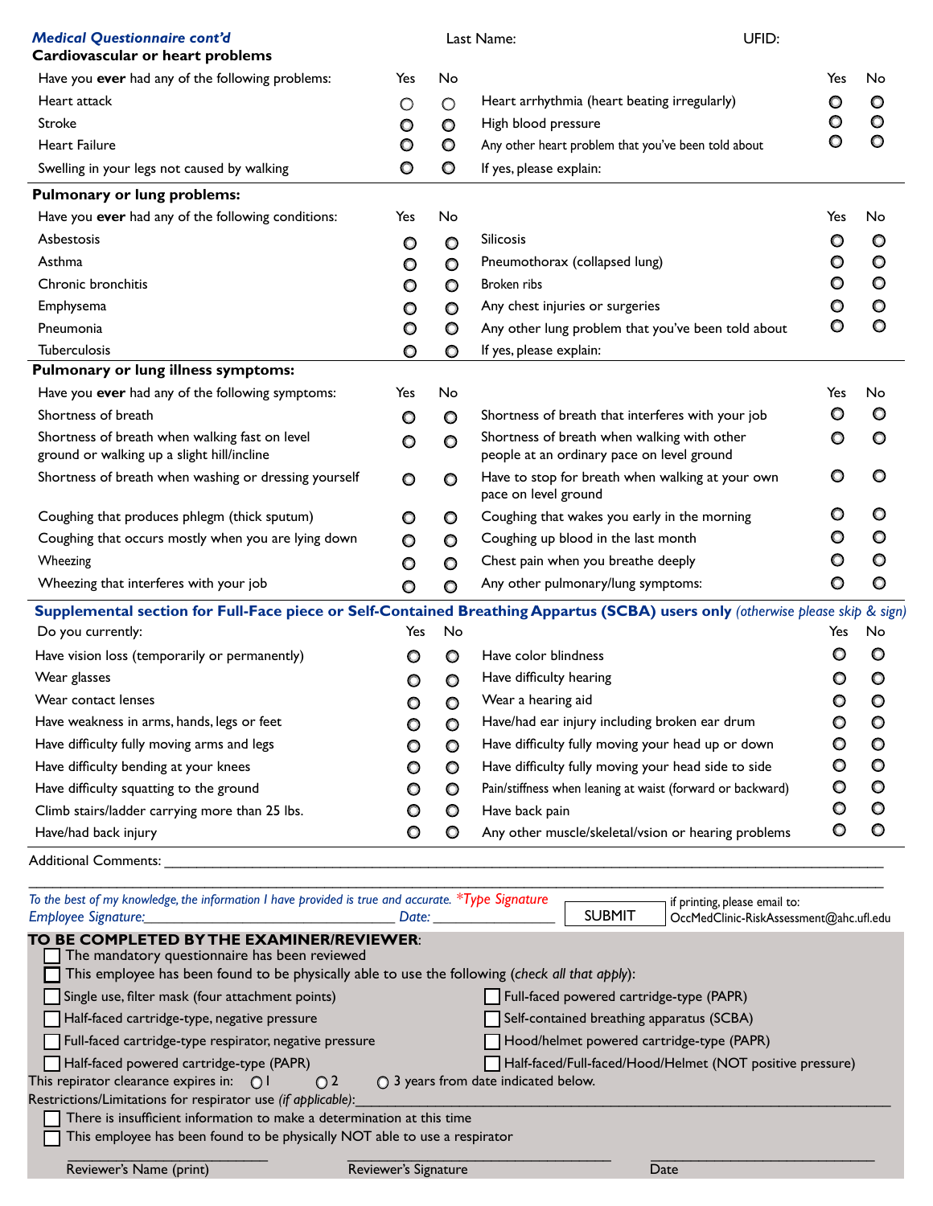**Medical Questionnaire cont'd** Last Name: UFID:

## Cardiovascular or heart problems

| Have you **ever** had any of the following problems: | Yes | No | | Yes | No |
|---|---|---|---|---|---|
| Heart attack | ○ | ○ | Heart arrhythmia (heart beating irregularly) | ○ | ○ |
| Stroke | ○ | ○ | High blood pressure | ○ | ○ |
| Heart Failure | ○ | ○ | Any other heart problem that you've been told about | ○ | ○ |
| Swelling in your legs not caused by walking | ○ | ○ | If yes, please explain: | | |

## Pulmonary or lung problems:

| Have you **ever** had any of the following conditions: | Yes | No | | Yes | No |
|---|---|---|---|---|---|
| Asbestosis | ○ | ○ | Silicosis | ○ | ○ |
| Asthma | ○ | ○ | Pneumothorax (collapsed lung) | ○ | ○ |
| Chronic bronchitis | ○ | ○ | Broken ribs | ○ | ○ |
| Emphysema | ○ | ○ | Any chest injuries or surgeries | ○ | ○ |
| Pneumonia | ○ | ○ | Any other lung problem that you've been told about | ○ | ○ |
| Tuberculosis | ○ | ○ | If yes, please explain: | | |

## Pulmonary or lung illness symptoms:

| Have you **ever** had any of the following symptoms: | Yes | No | | Yes | No |
|---|---|---|---|---|---|
| Shortness of breath | ○ | ○ | Shortness of breath that interferes with your job | ○ | ○ |
| Shortness of breath when walking fast on level ground or walking up a slight hill/incline | ○ | ○ | Shortness of breath when walking with other people at an ordinary pace on level ground | ○ | ○ |
| Shortness of breath when washing or dressing yourself | ○ | ○ | Have to stop for breath when walking at your own pace on level ground | ○ | ○ |
| Coughing that produces phlegm (thick sputum) | ○ | ○ | Coughing that wakes you early in the morning | ○ | ○ |
| Coughing that occurs mostly when you are lying down | ○ | ○ | Coughing up blood in the last month | ○ | ○ |
| Wheezing | ○ | ○ | Chest pain when you breathe deeply | ○ | ○ |
| Wheezing that interferes with your job | ○ | ○ | Any other pulmonary/lung symptoms: | ○ | ○ |

## Supplemental section for Full-Face piece or Self-Contained Breathing Appartus (SCBA) users only *(otherwise please skip & sign)*

| Do you currently: | Yes | No | | Yes | No |
|---|---|---|---|---|---|
| Have vision loss (temporarily or permanently) | ○ | ○ | Have color blindness | ○ | ○ |
| Wear glasses | ○ | ○ | Have difficulty hearing | ○ | ○ |
| Wear contact lenses | ○ | ○ | Wear a hearing aid | ○ | ○ |
| Have weakness in arms, hands, legs or feet | ○ | ○ | Have/had ear injury including broken ear drum | ○ | ○ |
| Have difficulty fully moving arms and legs | ○ | ○ | Have difficulty fully moving your head up or down | ○ | ○ |
| Have difficulty bending at your knees | ○ | ○ | Have difficulty fully moving your head side to side | ○ | ○ |
| Have difficulty squatting to the ground | ○ | ○ | Pain/stiffness when leaning at waist (forward or backward) | ○ | ○ |
| Climb stairs/ladder carrying more than 25 lbs. | ○ | ○ | Have back pain | ○ | ○ |
| Have/had back injury | ○ | ○ | Any other muscle/skeletal/vsion or hearing problems | ○ | ○ |

Additional Comments: ____________________________________________

*To the best of my knowledge, the information I have provided is true and accurate.* *Type Signature

*Employee Signature:*_______________________ *Date:* ______________

SUBMIT

if printing, please email to: OccMedClinic-RiskAssessment@ahc.ufl.edu

## TO BE COMPLETED BY THE EXAMINER/REVIEWER:

- ☐ The mandatory questionnaire has been reviewed
- ☐ This employee has been found to be physically able to use the following (*check all that apply*):
  - ☐ Single use, filter mask (four attachment points)
  - ☐ Half-faced cartridge-type, negative pressure
  - ☐ Full-faced cartridge-type respirator, negative pressure
  - ☐ Half-faced powered cartridge-type (PAPR)
  - ☐ Full-faced powered cartridge-type (PAPR)
  - ☐ Self-contained breathing apparatus (SCBA)
  - ☐ Hood/helmet powered cartridge-type (PAPR)
  - ☐ Half-faced/Full-faced/Hood/Helmet (NOT positive pressure)

This repirator clearance expires in: ○ 1 ○ 2 ○ 3 years from date indicated below.

Restrictions/Limitations for respirator use *(if applicable)*:______________________________

- ☐ There is insufficient information to make a determination at this time
- ☐ This employee has been found to be physically NOT able to use a respirator

_______________________ Reviewer's Name (print) _______________________ Reviewer's Signature _______________________ Date